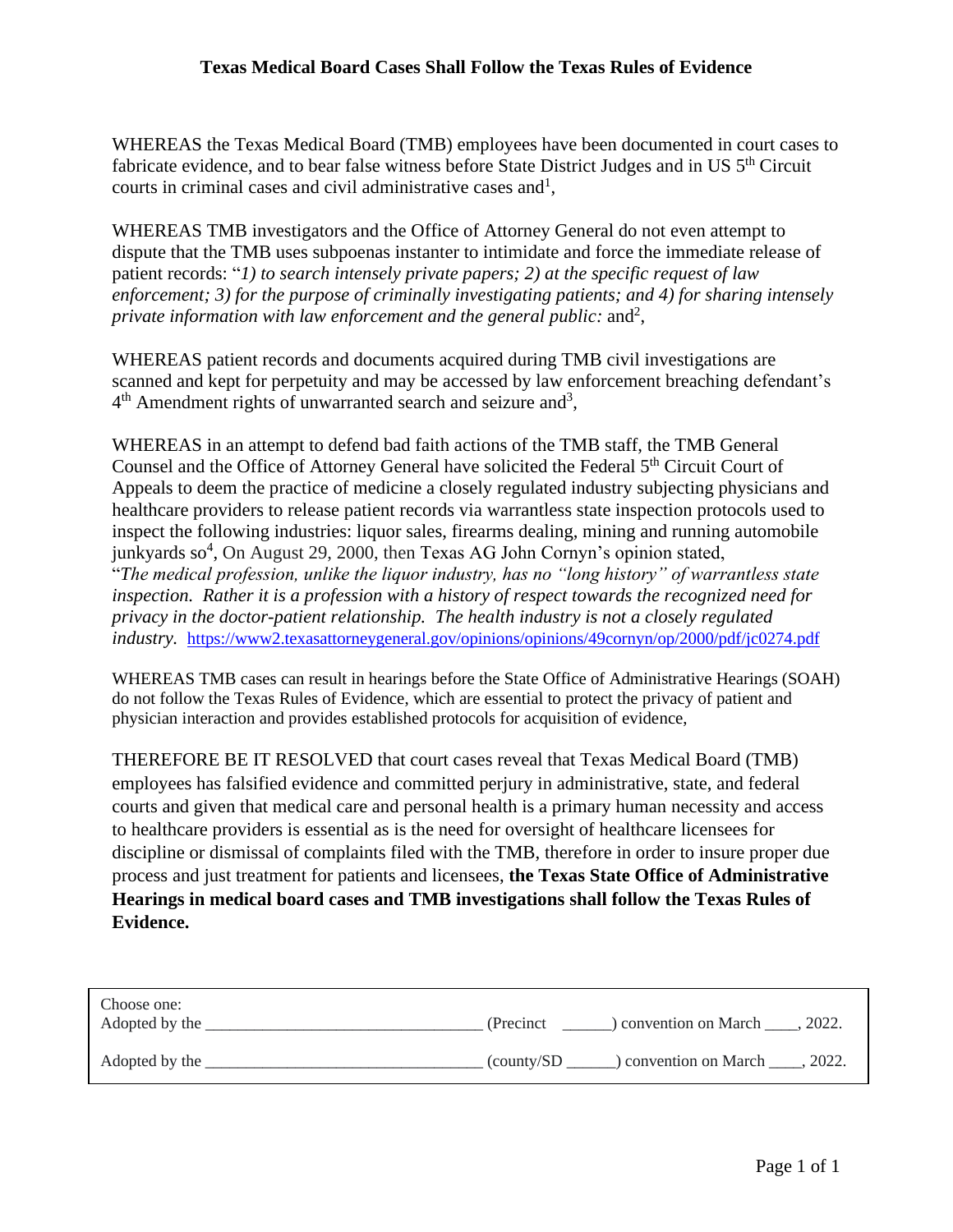# Texas Medical Board Cases Shall Follow the Texas Rules of Evidence

WHEREAS the Texas Medical Board (TMB) employees have been documented in court cases to fabricate evidence, and to bear false witness before State District Judges and in US 5th Circuit courts in criminal cases and civil administrative cases and[1],

WHEREAS TMB investigators and the Office of Attorney General do not even attempt to dispute that the TMB uses subpoenas instanter to intimidate and force the immediate release of patient records: "*1) to search intensely private papers; 2) at the specific request of law enforcement; 3) for the purpose of criminally investigating patients; and 4) for sharing intensely private information with law enforcement and the general public:* and[2],

WHEREAS patient records and documents acquired during TMB civil investigations are scanned and kept for perpetuity and may be accessed by law enforcement breaching defendant's 4th Amendment rights of unwarranted search and seizure and[3],

WHEREAS in an attempt to defend bad faith actions of the TMB staff, the TMB General Counsel and the Office of Attorney General have solicited the Federal 5th Circuit Court of Appeals to deem the practice of medicine a closely regulated industry subjecting physicians and healthcare providers to release patient records via warrantless state inspection protocols used to inspect the following industries: liquor sales, firearms dealing, mining and running automobile junkyards so[4], On August 29, 2000, then Texas AG John Cornyn's opinion stated, "*The medical profession, unlike the liquor industry, has no "long history" of warrantless state inspection. Rather it is a profession with a history of respect towards the recognized need for privacy in the doctor-patient relationship. The health industry is not a closely regulated industry.* https://www2.texasattorneygeneral.gov/opinions/opinions/49cornyn/op/2000/pdf/jc0274.pdf

WHEREAS TMB cases can result in hearings before the State Office of Administrative Hearings (SOAH) do not follow the Texas Rules of Evidence, which are essential to protect the privacy of patient and physician interaction and provides established protocols for acquisition of evidence,

THEREFORE BE IT RESOLVED that court cases reveal that Texas Medical Board (TMB) employees has falsified evidence and committed perjury in administrative, state, and federal courts and given that medical care and personal health is a primary human necessity and access to healthcare providers is essential as is the need for oversight of healthcare licensees for discipline or dismissal of complaints filed with the TMB, therefore in order to insure proper due process and just treatment for patients and licensees, **the Texas State Office of Administrative Hearings in medical board cases and TMB investigations shall follow the Texas Rules of Evidence.**

Choose one:
Adopted by the _________________________________ (Precinct ______) convention on March ____, 2022.

Adopted by the _________________________________ (county/SD ______) convention on March ____, 2022.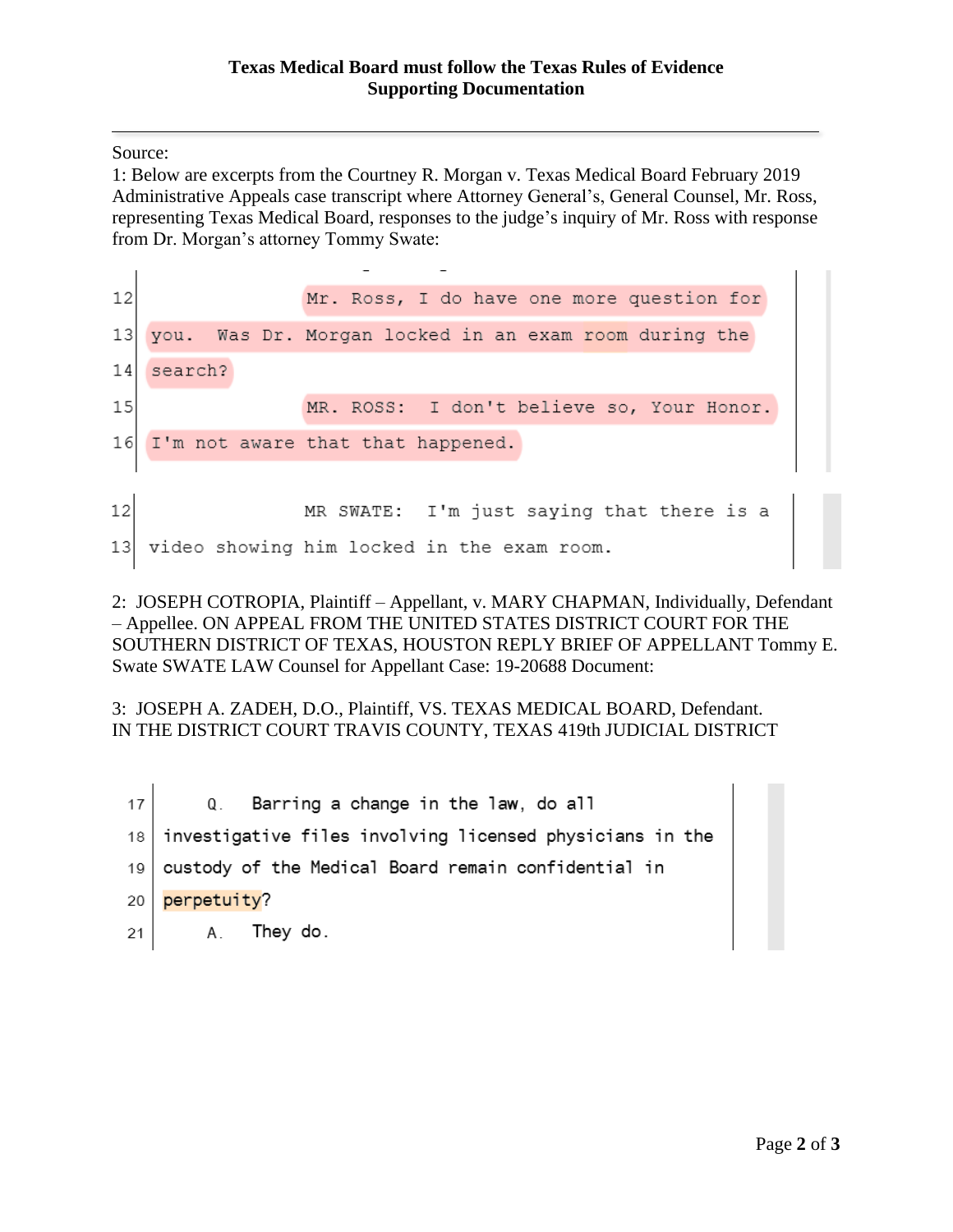**Texas Medical Board must follow the Texas Rules of Evidence**
**Supporting Documentation**

---

Source:

1: Below are excerpts from the Courtney R. Morgan v. Texas Medical Board February 2019 Administrative Appeals case transcript where Attorney General's, General Counsel, Mr. Ross, representing Texas Medical Board, responses to the judge's inquiry of Mr. Ross with response from Dr. Morgan's attorney Tommy Swate:

```
12                  Mr. Ross, I do have one more question for
13  you.  Was Dr. Morgan locked in an exam room during the
14  search?
15                  MR. ROSS:  I don't believe so, Your Honor.
16  I'm not aware that that happened.
```

```
12                  MR SWATE:  I'm just saying that there is a
13  video showing him locked in the exam room.
```

2: JOSEPH COTROPIA, Plaintiff – Appellant, v. MARY CHAPMAN, Individually, Defendant – Appellee. ON APPEAL FROM THE UNITED STATES DISTRICT COURT FOR THE SOUTHERN DISTRICT OF TEXAS, HOUSTON REPLY BRIEF OF APPELLANT Tommy E. Swate SWATE LAW Counsel for Appellant Case: 19-20688 Document:

3: JOSEPH A. ZADEH, D.O., Plaintiff, VS. TEXAS MEDICAL BOARD, Defendant. IN THE DISTRICT COURT TRAVIS COUNTY, TEXAS 419th JUDICIAL DISTRICT

```
17       Q.  Barring a change in the law, do all
18  investigative files involving licensed physicians in the
19  custody of the Medical Board remain confidential in
20  perpetuity?
21       A.  They do.
```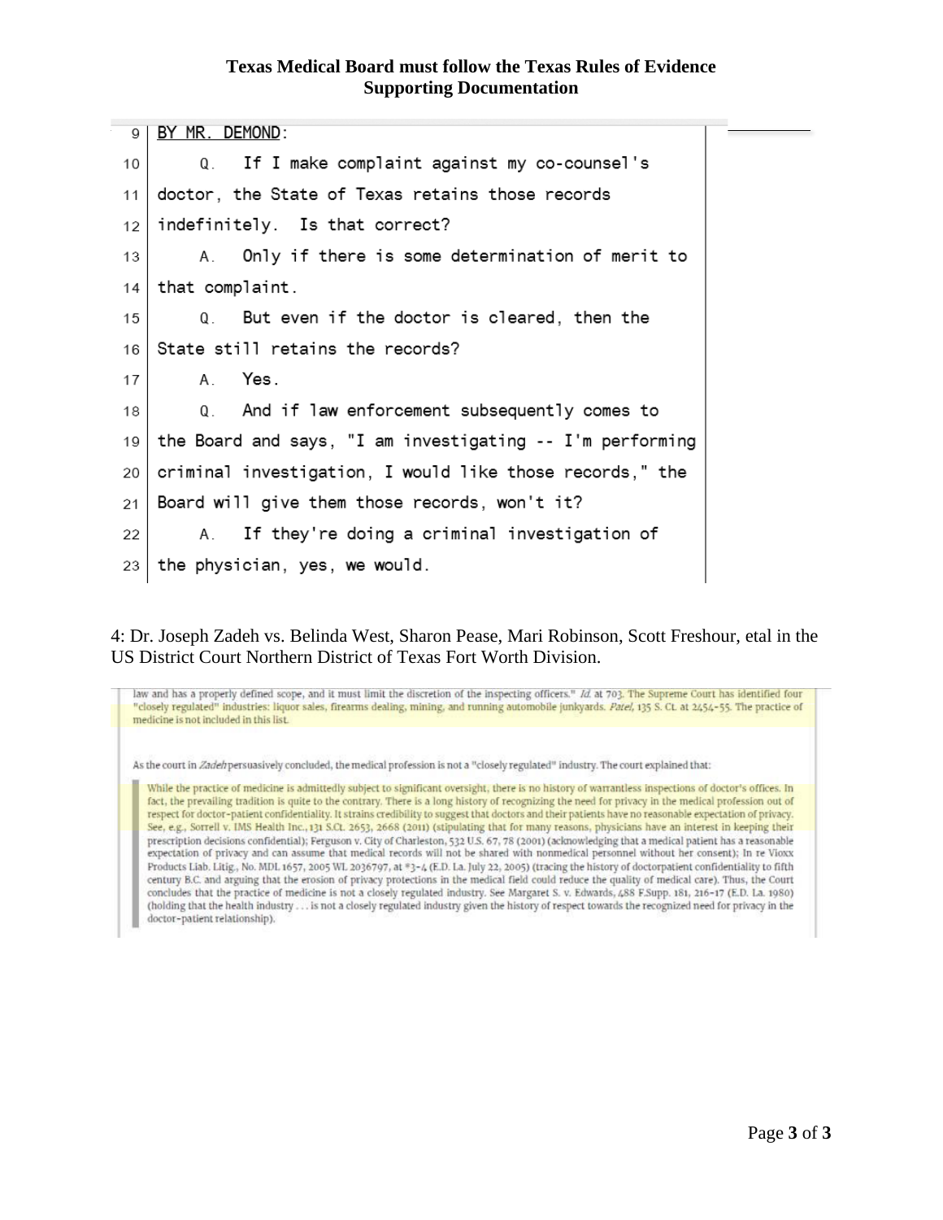**Texas Medical Board must follow the Texas Rules of Evidence**
**Supporting Documentation**

```
 9  BY MR. DEMOND:
10       Q.  If I make complaint against my co-counsel's
11  doctor, the State of Texas retains those records
12  indefinitely.  Is that correct?
13       A.  Only if there is some determination of merit to
14  that complaint.
15       Q.  But even if the doctor is cleared, then the
16  State still retains the records?
17       A.  Yes.
18       Q.  And if law enforcement subsequently comes to
19  the Board and says, "I am investigating -- I'm performing
20  criminal investigation, I would like those records," the
21  Board will give them those records, won't it?
22       A.  If they're doing a criminal investigation of
23  the physician, yes, we would.
```

4: Dr. Joseph Zadeh vs. Belinda West, Sharon Pease, Mari Robinson, Scott Freshour, etal in the US District Court Northern District of Texas Fort Worth Division.

law and has a properly defined scope, and it must limit the discretion of the inspecting officers." *Id.* at 703. The Supreme Court has identified four "closely regulated" industries: liquor sales, firearms dealing, mining, and running automobile junkyards. *Patel*, 135 S. Ct. at 2454–55. The practice of medicine is not included in this list.

As the court in *Zadeh* persuasively concluded, the medical profession is not a "closely regulated" industry. The court explained that:

> While the practice of medicine is admittedly subject to significant oversight, there is no history of warrantless inspections of doctor's offices. In fact, the prevailing tradition is quite to the contrary. There is a long history of recognizing the need for privacy in the medical profession out of respect for doctor-patient confidentiality. It strains credibility to suggest that doctors and their patients have no reasonable expectation of privacy. See, e.g., Sorrell v. IMS Health Inc., 131 S.Ct. 2653, 2668 (2011) (stipulating that for many reasons, physicians have an interest in keeping their prescription decisions confidential); Ferguson v. City of Charleston, 532 U.S. 67, 78 (2001) (acknowledging that a medical patient has a reasonable expectation of privacy and can assume that medical records will not be shared with nonmedical personnel without her consent); In re Vioxx Products Liab. Litig., No. MDL 1657, 2005 WL 2036797, at *3–4 (E.D. La. July 22, 2005) (tracing the history of doctorpatient confidentiality to fifth century B.C. and arguing that the erosion of privacy protections in the medical field could reduce the quality of medical care). Thus, the Court concludes that the practice of medicine is not a closely regulated industry. See Margaret S. v. Edwards, 488 F.Supp. 181, 216–17 (E.D. La. 1980) (holding that the health industry . . . is not a closely regulated industry given the history of respect towards the recognized need for privacy in the doctor-patient relationship).